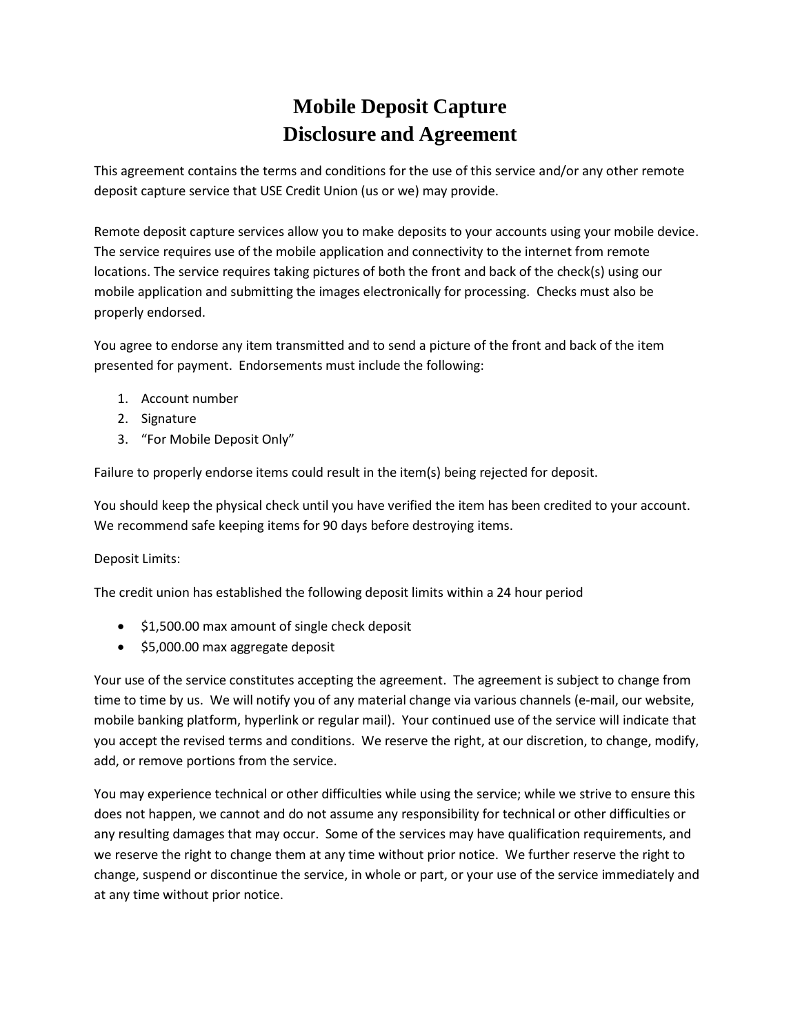# Mobile Deposit Capture
# Disclosure and Agreement

This agreement contains the terms and conditions for the use of this service and/or any other remote deposit capture service that USE Credit Union (us or we) may provide.

Remote deposit capture services allow you to make deposits to your accounts using your mobile device. The service requires use of the mobile application and connectivity to the internet from remote locations. The service requires taking pictures of both the front and back of the check(s) using our mobile application and submitting the images electronically for processing. Checks must also be properly endorsed.

You agree to endorse any item transmitted and to send a picture of the front and back of the item presented for payment. Endorsements must include the following:

1. Account number
2. Signature
3. "For Mobile Deposit Only"

Failure to properly endorse items could result in the item(s) being rejected for deposit.

You should keep the physical check until you have verified the item has been credited to your account. We recommend safe keeping items for 90 days before destroying items.

Deposit Limits:

The credit union has established the following deposit limits within a 24 hour period

- $1,500.00 max amount of single check deposit
- $5,000.00 max aggregate deposit

Your use of the service constitutes accepting the agreement. The agreement is subject to change from time to time by us. We will notify you of any material change via various channels (e-mail, our website, mobile banking platform, hyperlink or regular mail). Your continued use of the service will indicate that you accept the revised terms and conditions. We reserve the right, at our discretion, to change, modify, add, or remove portions from the service.

You may experience technical or other difficulties while using the service; while we strive to ensure this does not happen, we cannot and do not assume any responsibility for technical or other difficulties or any resulting damages that may occur. Some of the services may have qualification requirements, and we reserve the right to change them at any time without prior notice. We further reserve the right to change, suspend or discontinue the service, in whole or part, or your use of the service immediately and at any time without prior notice.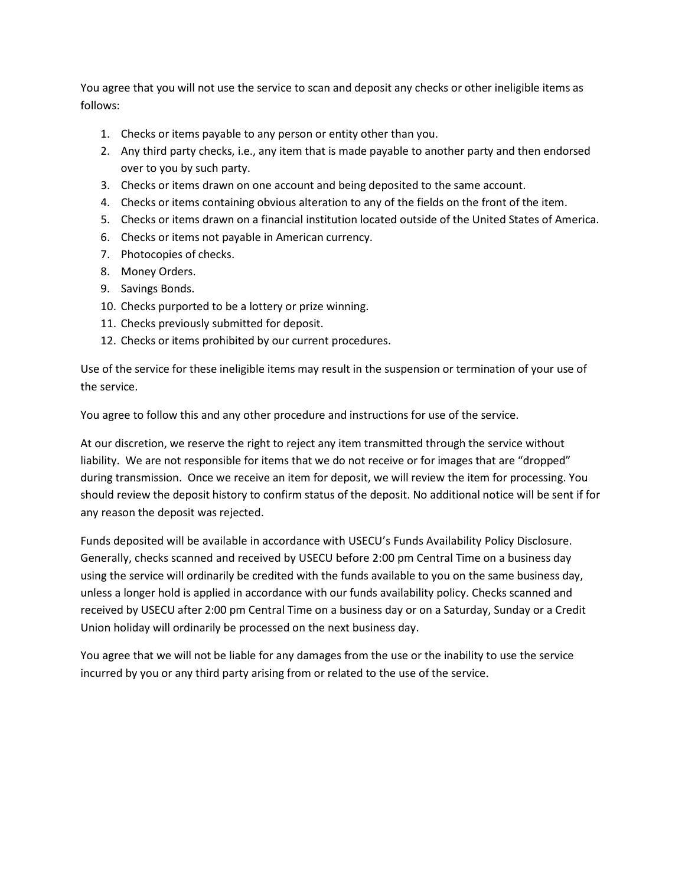You agree that you will not use the service to scan and deposit any checks or other ineligible items as follows:

1. Checks or items payable to any person or entity other than you.
2. Any third party checks, i.e., any item that is made payable to another party and then endorsed over to you by such party.
3. Checks or items drawn on one account and being deposited to the same account.
4. Checks or items containing obvious alteration to any of the fields on the front of the item.
5. Checks or items drawn on a financial institution located outside of the United States of America.
6. Checks or items not payable in American currency.
7. Photocopies of checks.
8. Money Orders.
9. Savings Bonds.
10. Checks purported to be a lottery or prize winning.
11. Checks previously submitted for deposit.
12. Checks or items prohibited by our current procedures.

Use of the service for these ineligible items may result in the suspension or termination of your use of the service.

You agree to follow this and any other procedure and instructions for use of the service.

At our discretion, we reserve the right to reject any item transmitted through the service without liability. We are not responsible for items that we do not receive or for images that are "dropped" during transmission. Once we receive an item for deposit, we will review the item for processing. You should review the deposit history to confirm status of the deposit. No additional notice will be sent if for any reason the deposit was rejected.

Funds deposited will be available in accordance with USECU's Funds Availability Policy Disclosure. Generally, checks scanned and received by USECU before 2:00 pm Central Time on a business day using the service will ordinarily be credited with the funds available to you on the same business day, unless a longer hold is applied in accordance with our funds availability policy. Checks scanned and received by USECU after 2:00 pm Central Time on a business day or on a Saturday, Sunday or a Credit Union holiday will ordinarily be processed on the next business day.

You agree that we will not be liable for any damages from the use or the inability to use the service incurred by you or any third party arising from or related to the use of the service.